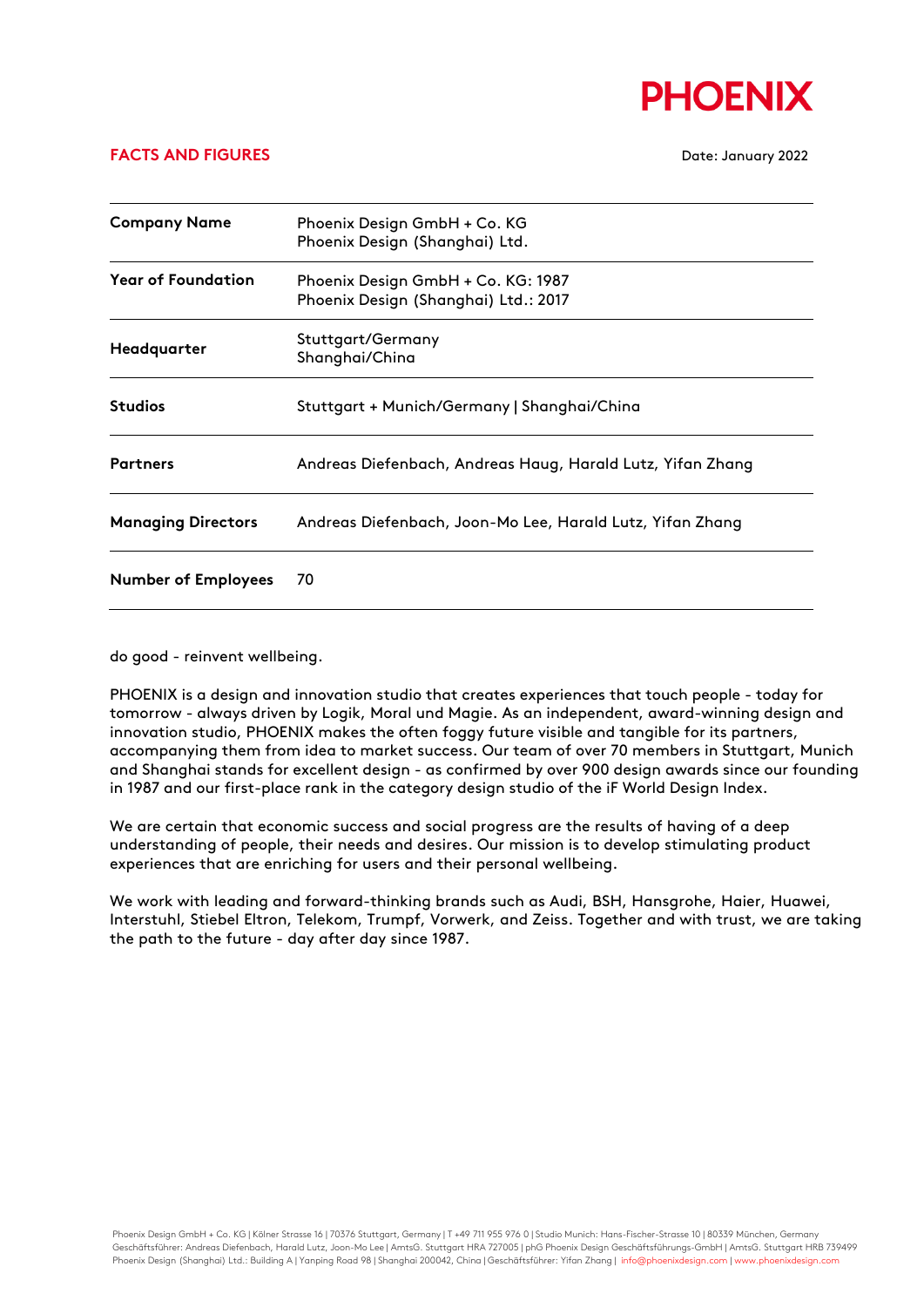# PHOENIX

## FACTS AND FIGURES

Date: January 2022

| | |
|---|---|
| **Company Name** | Phoenix Design GmbH + Co. KG<br>Phoenix Design (Shanghai) Ltd. |
| **Year of Foundation** | Phoenix Design GmbH + Co. KG: 1987<br>Phoenix Design (Shanghai) Ltd.: 2017 |
| **Headquarter** | Stuttgart/Germany<br>Shanghai/China |
| **Studios** | Stuttgart + Munich/Germany \| Shanghai/China |
| **Partners** | Andreas Diefenbach, Andreas Haug, Harald Lutz, Yifan Zhang |
| **Managing Directors** | Andreas Diefenbach, Joon-Mo Lee, Harald Lutz, Yifan Zhang |
| **Number of Employees** | 70 |

do good - reinvent wellbeing.

PHOENIX is a design and innovation studio that creates experiences that touch people - today for tomorrow - always driven by Logik, Moral und Magie. As an independent, award-winning design and innovation studio, PHOENIX makes the often foggy future visible and tangible for its partners, accompanying them from idea to market success. Our team of over 70 members in Stuttgart, Munich and Shanghai stands for excellent design - as confirmed by over 900 design awards since our founding in 1987 and our first-place rank in the category design studio of the iF World Design Index.

We are certain that economic success and social progress are the results of having of a deep understanding of people, their needs and desires. Our mission is to develop stimulating product experiences that are enriching for users and their personal wellbeing.

We work with leading and forward-thinking brands such as Audi, BSH, Hansgrohe, Haier, Huawei, Interstuhl, Stiebel Eltron, Telekom, Trumpf, Vorwerk, and Zeiss. Together and with trust, we are taking the path to the future - day after day since 1987.

Phoenix Design GmbH + Co. KG | Kölner Strasse 16 | 70376 Stuttgart, Germany | T +49 711 955 976 0 | Studio Munich: Hans-Fischer-Strasse 10 | 80339 München, Germany
Geschäftsführer: Andreas Diefenbach, Harald Lutz, Joon-Mo Lee | AmtsG. Stuttgart HRA 727005 | phG Phoenix Design Geschäftsführungs-GmbH | AmtsG. Stuttgart HRB 739499
Phoenix Design (Shanghai) Ltd.: Building A | Yanping Road 98 | Shanghai 200042, China | Geschäftsführer: Yifan Zhang | info@phoenixdesign.com | www.phoenixdesign.com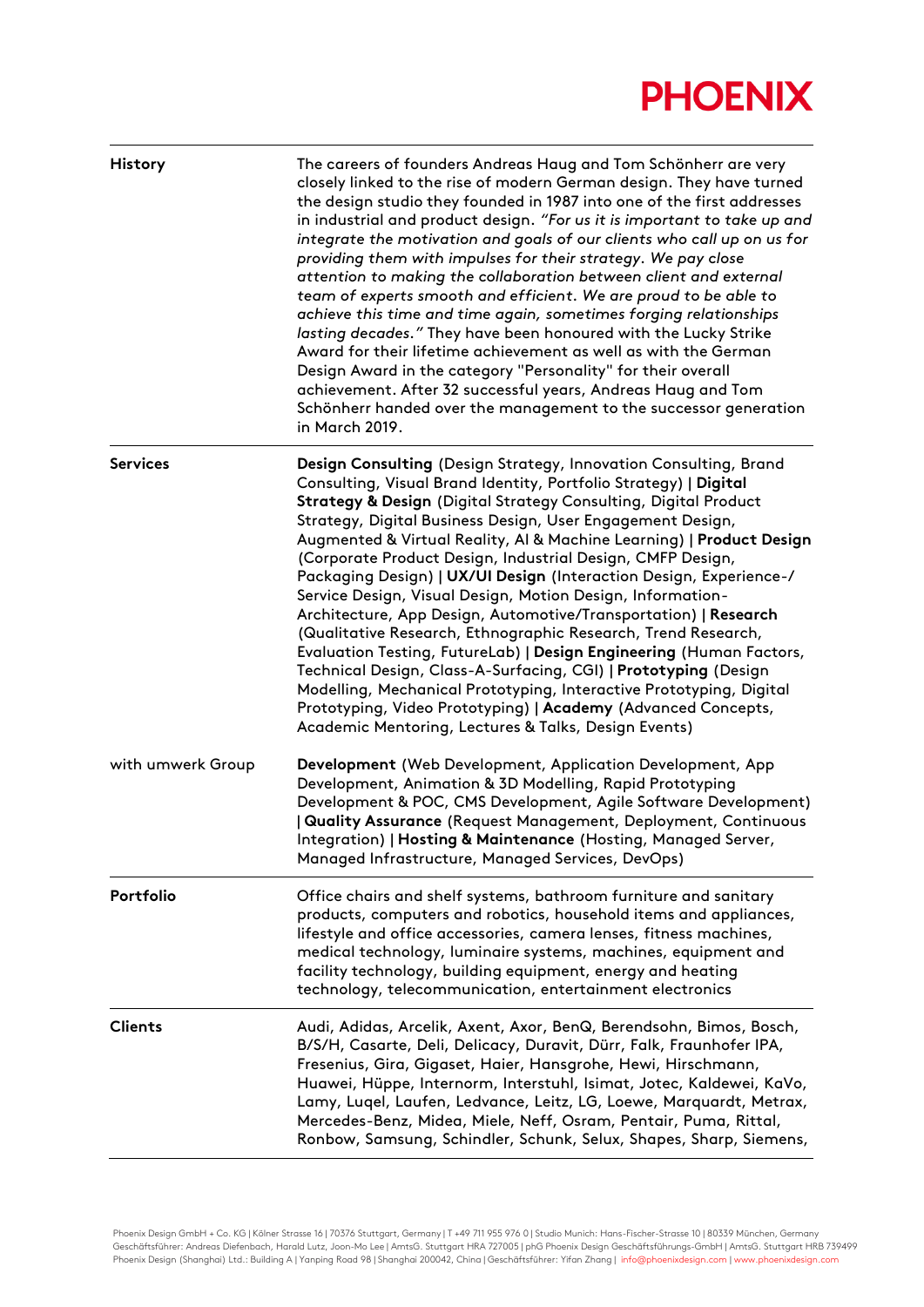| | |
|---|---|
| **History** | The careers of founders Andreas Haug and Tom Schönherr are very closely linked to the rise of modern German design. They have turned the design studio they founded in 1987 into one of the first addresses in industrial and product design. *"For us it is important to take up and integrate the motivation and goals of our clients who call up on us for providing them with impulses for their strategy. We pay close attention to making the collaboration between client and external team of experts smooth and efficient. We are proud to be able to achieve this time and time again, sometimes forging relationships lasting decades."* They have been honoured with the Lucky Strike Award for their lifetime achievement as well as with the German Design Award in the category "Personality" for their overall achievement. After 32 successful years, Andreas Haug and Tom Schönherr handed over the management to the successor generation in March 2019. |
| **Services** | **Design Consulting** (Design Strategy, Innovation Consulting, Brand Consulting, Visual Brand Identity, Portfolio Strategy) \| **Digital Strategy & Design** (Digital Strategy Consulting, Digital Product Strategy, Digital Business Design, User Engagement Design, Augmented & Virtual Reality, AI & Machine Learning) \| **Product Design** (Corporate Product Design, Industrial Design, CMFP Design, Packaging Design) \| **UX/UI Design** (Interaction Design, Experience-/ Service Design, Visual Design, Motion Design, Information-Architecture, App Design, Automotive/Transportation) \| **Research** (Qualitative Research, Ethnographic Research, Trend Research, Evaluation Testing, FutureLab) \| **Design Engineering** (Human Factors, Technical Design, Class-A-Surfacing, CGI) \| **Prototyping** (Design Modelling, Mechanical Prototyping, Interactive Prototyping, Digital Prototyping, Video Prototyping) \| **Academy** (Advanced Concepts, Academic Mentoring, Lectures & Talks, Design Events) |
| with umwerk Group | **Development** (Web Development, Application Development, App Development, Animation & 3D Modelling, Rapid Prototyping Development & POC, CMS Development, Agile Software Development) \| **Quality Assurance** (Request Management, Deployment, Continuous Integration) \| **Hosting & Maintenance** (Hosting, Managed Server, Managed Infrastructure, Managed Services, DevOps) |
| **Portfolio** | Office chairs and shelf systems, bathroom furniture and sanitary products, computers and robotics, household items and appliances, lifestyle and office accessories, camera lenses, fitness machines, medical technology, luminaire systems, machines, equipment and facility technology, building equipment, energy and heating technology, telecommunication, entertainment electronics |
| **Clients** | Audi, Adidas, Arcelik, Axent, Axor, BenQ, Berendsohn, Bimos, Bosch, B/S/H, Casarte, Deli, Delicacy, Duravit, Dürr, Falk, Fraunhofer IPA, Fresenius, Gira, Gigaset, Haier, Hansgrohe, Hewi, Hirschmann, Huawei, Hüppe, Internorm, Interstuhl, Isimat, Jotec, Kaldewei, KaVo, Lamy, Luqel, Laufen, Ledvance, Leitz, LG, Loewe, Marquardt, Metrax, Mercedes-Benz, Midea, Miele, Neff, Osram, Pentair, Puma, Rittal, Ronbow, Samsung, Schindler, Schunk, Selux, Shapes, Sharp, Siemens, |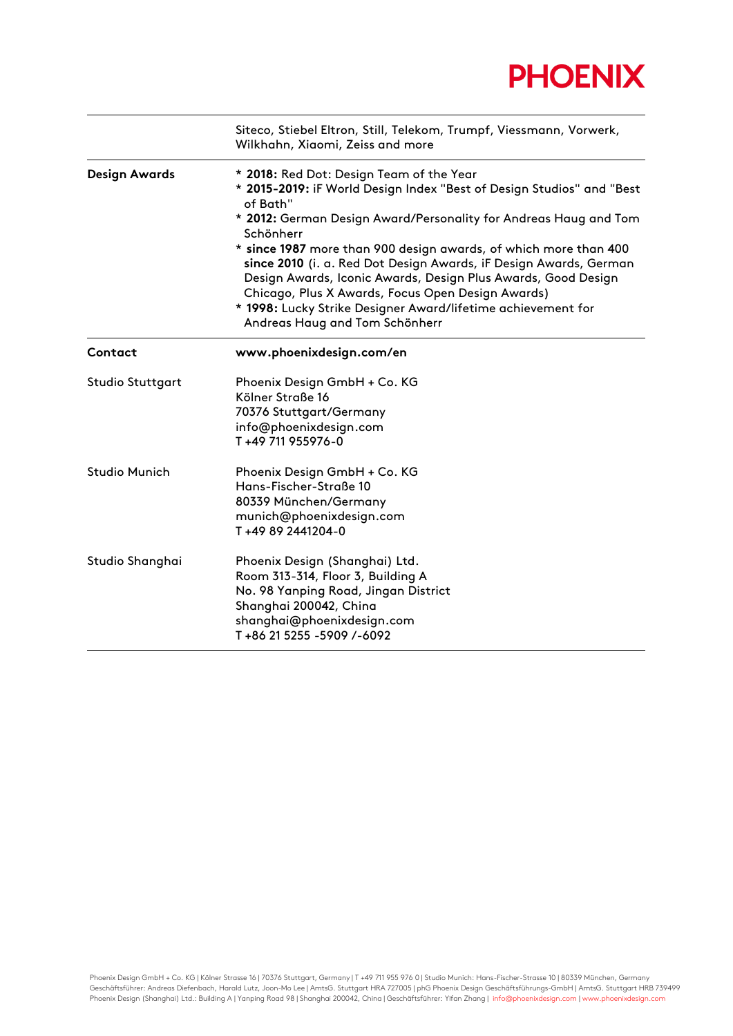|  |  |
|---|---|
|  | Siteco, Stiebel Eltron, Still, Telekom, Trumpf, Viessmann, Vorwerk, Wilkhahn, Xiaomi, Zeiss and more |
| **Design Awards** | * **2018:** Red Dot: Design Team of the Year<br>* **2015-2019:** iF World Design Index "Best of Design Studios" and "Best of Bath"<br>* **2012:** German Design Award/Personality for Andreas Haug and Tom Schönherr<br>* **since 1987** more than 900 design awards, of which more than 400 **since 2010** (i. a. Red Dot Design Awards, iF Design Awards, German Design Awards, Iconic Awards, Design Plus Awards, Good Design Chicago, Plus X Awards, Focus Open Design Awards)<br>* **1998:** Lucky Strike Designer Award/lifetime achievement for Andreas Haug and Tom Schönherr |
| **Contact** | **www.phoenixdesign.com/en** |
| Studio Stuttgart | Phoenix Design GmbH + Co. KG<br>Kölner Straße 16<br>70376 Stuttgart/Germany<br>info@phoenixdesign.com<br>T +49 711 955976-0 |
| Studio Munich | Phoenix Design GmbH + Co. KG<br>Hans-Fischer-Straße 10<br>80339 München/Germany<br>munich@phoenixdesign.com<br>T +49 89 2441204-0 |
| Studio Shanghai | Phoenix Design (Shanghai) Ltd.<br>Room 313-314, Floor 3, Building A<br>No. 98 Yanping Road, Jingan District<br>Shanghai 200042, China<br>shanghai@phoenixdesign.com<br>T +86 21 5255 -5909 /-6092 |